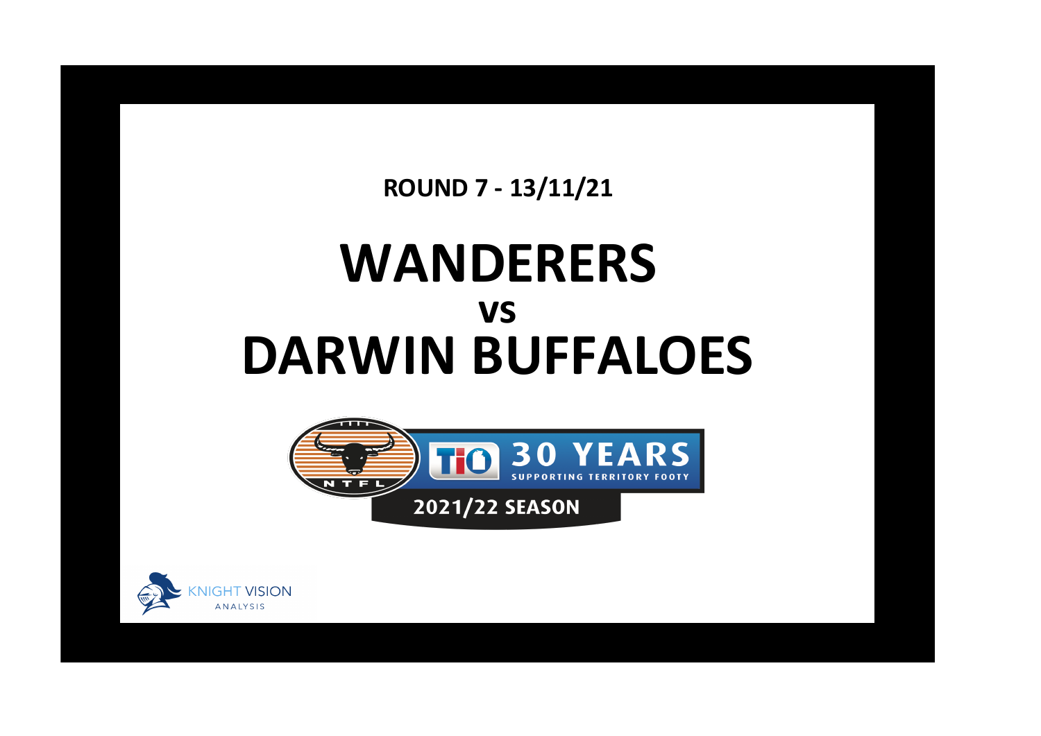**ROUND 7 - 13/11/21**

# WANDERERS

## vs

# DARWIN BUFFALOES

NTFL

TIO 30 YEARS SUPPORTING TERRITORY FOOTY

2021/22 SEASON

KNIGHT VISION ANALYSIS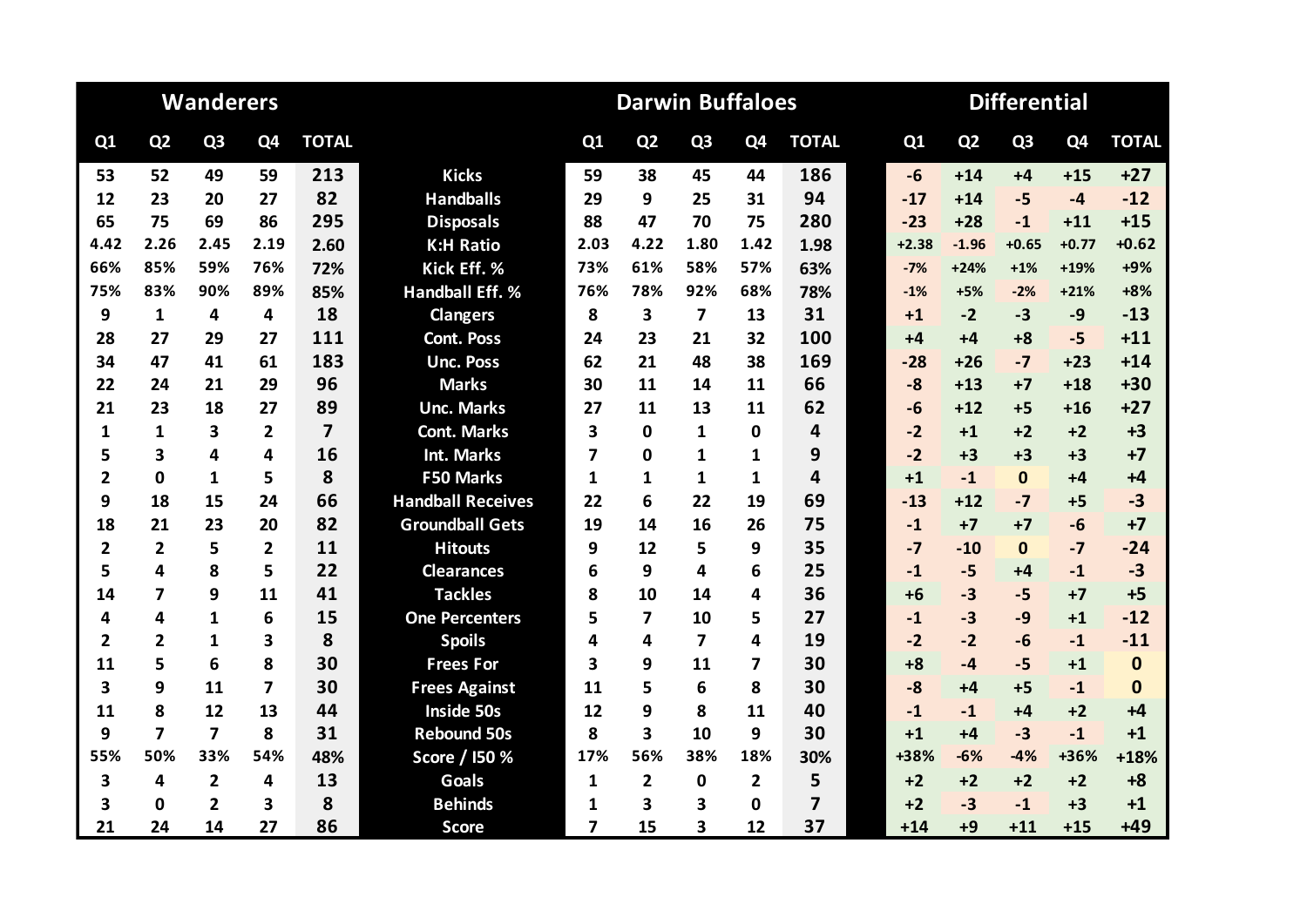| Wanderers | | | | | | Darwin Buffaloes | | | | | Differential | | | | |
|---|---|---|---|---|---|---|---|---|---|---|---|---|---|---|---|
| Q1 | Q2 | Q3 | Q4 | TOTAL | | Q1 | Q2 | Q3 | Q4 | TOTAL | Q1 | Q2 | Q3 | Q4 | TOTAL |
| 53 | 52 | 49 | 59 | 213 | Kicks | 59 | 38 | 45 | 44 | 186 | -6 | +14 | +4 | +15 | +27 |
| 12 | 23 | 20 | 27 | 82 | Handballs | 29 | 9 | 25 | 31 | 94 | -17 | +14 | -5 | -4 | -12 |
| 65 | 75 | 69 | 86 | 295 | Disposals | 88 | 47 | 70 | 75 | 280 | -23 | +28 | -1 | +11 | +15 |
| 4.42 | 2.26 | 2.45 | 2.19 | 2.60 | K:H Ratio | 2.03 | 4.22 | 1.80 | 1.42 | 1.98 | +2.38 | -1.96 | +0.65 | +0.77 | +0.62 |
| 66% | 85% | 59% | 76% | 72% | Kick Eff. % | 73% | 61% | 58% | 57% | 63% | -7% | +24% | +1% | +19% | +9% |
| 75% | 83% | 90% | 89% | 85% | Handball Eff. % | 76% | 78% | 92% | 68% | 78% | -1% | +5% | -2% | +21% | +8% |
| 9 | 1 | 4 | 4 | 18 | Clangers | 8 | 3 | 7 | 13 | 31 | +1 | -2 | -3 | -9 | -13 |
| 28 | 27 | 29 | 27 | 111 | Cont. Poss | 24 | 23 | 21 | 32 | 100 | +4 | +4 | +8 | -5 | +11 |
| 34 | 47 | 41 | 61 | 183 | Unc. Poss | 62 | 21 | 48 | 38 | 169 | -28 | +26 | -7 | +23 | +14 |
| 22 | 24 | 21 | 29 | 96 | Marks | 30 | 11 | 14 | 11 | 66 | -8 | +13 | +7 | +18 | +30 |
| 21 | 23 | 18 | 27 | 89 | Unc. Marks | 27 | 11 | 13 | 11 | 62 | -6 | +12 | +5 | +16 | +27 |
| 1 | 1 | 3 | 2 | 7 | Cont. Marks | 3 | 0 | 1 | 0 | 4 | -2 | +1 | +2 | +2 | +3 |
| 5 | 3 | 4 | 4 | 16 | Int. Marks | 7 | 0 | 1 | 1 | 9 | -2 | +3 | +3 | +3 | +7 |
| 2 | 0 | 1 | 5 | 8 | F50 Marks | 1 | 1 | 1 | 1 | 4 | +1 | -1 | 0 | +4 | +4 |
| 9 | 18 | 15 | 24 | 66 | Handball Receives | 22 | 6 | 22 | 19 | 69 | -13 | +12 | -7 | +5 | -3 |
| 18 | 21 | 23 | 20 | 82 | Groundball Gets | 19 | 14 | 16 | 26 | 75 | -1 | +7 | +7 | -6 | +7 |
| 2 | 2 | 5 | 2 | 11 | Hitouts | 9 | 12 | 5 | 9 | 35 | -7 | -10 | 0 | -7 | -24 |
| 5 | 4 | 8 | 5 | 22 | Clearances | 6 | 9 | 4 | 6 | 25 | -1 | -5 | +4 | -1 | -3 |
| 14 | 7 | 9 | 11 | 41 | Tackles | 8 | 10 | 14 | 4 | 36 | +6 | -3 | -5 | +7 | +5 |
| 4 | 4 | 1 | 6 | 15 | One Percenters | 5 | 7 | 10 | 5 | 27 | -1 | -3 | -9 | +1 | -12 |
| 2 | 2 | 1 | 3 | 8 | Spoils | 4 | 4 | 7 | 4 | 19 | -2 | -2 | -6 | -1 | -11 |
| 11 | 5 | 6 | 8 | 30 | Frees For | 3 | 9 | 11 | 7 | 30 | +8 | -4 | -5 | +1 | 0 |
| 3 | 9 | 11 | 7 | 30 | Frees Against | 11 | 5 | 6 | 8 | 30 | -8 | +4 | +5 | -1 | 0 |
| 11 | 8 | 12 | 13 | 44 | Inside 50s | 12 | 9 | 8 | 11 | 40 | -1 | -1 | +4 | +2 | +4 |
| 9 | 7 | 7 | 8 | 31 | Rebound 50s | 8 | 3 | 10 | 9 | 30 | +1 | +4 | -3 | -1 | +1 |
| 55% | 50% | 33% | 54% | 48% | Score / I50 % | 17% | 56% | 38% | 18% | 30% | +38% | -6% | -4% | +36% | +18% |
| 3 | 4 | 2 | 4 | 13 | Goals | 1 | 2 | 0 | 2 | 5 | +2 | +2 | +2 | +2 | +8 |
| 3 | 0 | 2 | 3 | 8 | Behinds | 1 | 3 | 3 | 0 | 7 | +2 | -3 | -1 | +3 | +1 |
| 21 | 24 | 14 | 27 | 86 | Score | 7 | 15 | 3 | 12 | 37 | +14 | +9 | +11 | +15 | +49 |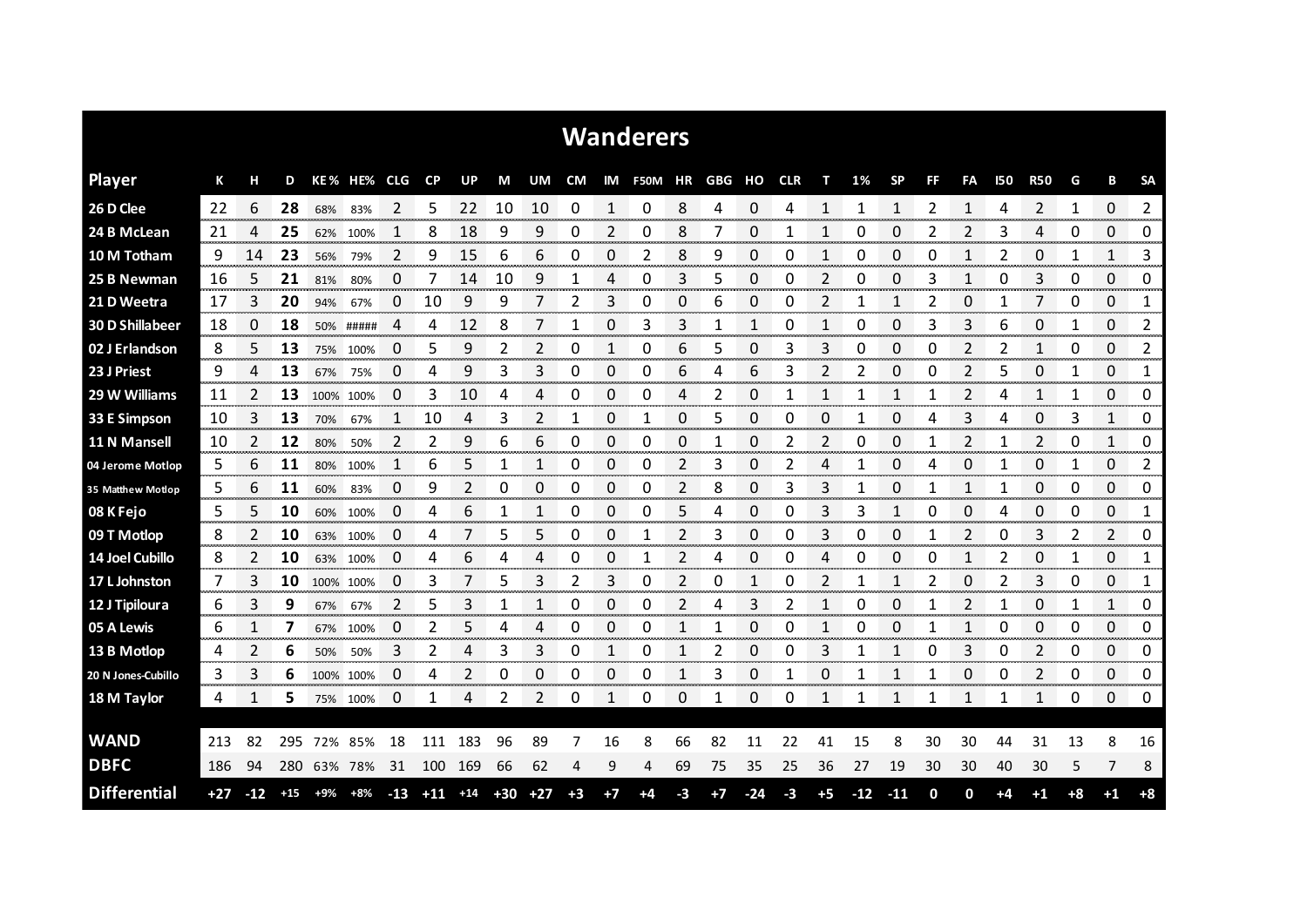# Wanderers

| Player | K | H | D | KE% | HE% | CLG | CP | UP | M | UM | CM | IM | F50M | HR | GBG | HO | CLR | T | 1% | SP | FF | FA | I50 | R50 | G | B | SA |
|---|---|---|---|---|---|---|---|---|---|---|---|---|---|---|---|---|---|---|---|---|---|---|---|---|---|---|---|
| 26 D Clee | 22 | 6 | 28 | 68% | 83% | 2 | 5 | 22 | 10 | 10 | 0 | 1 | 0 | 8 | 4 | 0 | 4 | 1 | 1 | 1 | 2 | 1 | 4 | 2 | 1 | 0 | 2 |
| 24 B McLean | 21 | 4 | 25 | 62% | 100% | 1 | 8 | 18 | 9 | 9 | 0 | 2 | 0 | 8 | 7 | 0 | 1 | 1 | 0 | 0 | 2 | 2 | 3 | 4 | 0 | 0 | 0 |
| 10 M Totham | 9 | 14 | 23 | 56% | 79% | 2 | 9 | 15 | 6 | 6 | 0 | 0 | 2 | 8 | 9 | 0 | 0 | 1 | 0 | 0 | 0 | 1 | 2 | 0 | 1 | 1 | 3 |
| 25 B Newman | 16 | 5 | 21 | 81% | 80% | 0 | 7 | 14 | 10 | 9 | 1 | 4 | 0 | 3 | 5 | 0 | 0 | 2 | 0 | 0 | 3 | 1 | 0 | 3 | 0 | 0 | 0 |
| 21 D Weetra | 17 | 3 | 20 | 94% | 67% | 0 | 10 | 9 | 9 | 7 | 2 | 3 | 0 | 0 | 6 | 0 | 0 | 2 | 1 | 1 | 2 | 0 | 1 | 7 | 0 | 0 | 1 |
| 30 D Shillabeer | 18 | 0 | 18 | 50% | ##### | 4 | 4 | 12 | 8 | 7 | 1 | 0 | 3 | 3 | 1 | 1 | 0 | 1 | 0 | 0 | 3 | 3 | 6 | 0 | 1 | 0 | 2 |
| 02 J Erlandson | 8 | 5 | 13 | 75% | 100% | 0 | 5 | 9 | 2 | 2 | 0 | 1 | 0 | 6 | 5 | 0 | 3 | 3 | 0 | 0 | 0 | 2 | 2 | 1 | 0 | 0 | 2 |
| 23 J Priest | 9 | 4 | 13 | 67% | 75% | 0 | 4 | 9 | 3 | 3 | 0 | 0 | 0 | 6 | 4 | 6 | 3 | 2 | 2 | 0 | 0 | 2 | 5 | 0 | 1 | 0 | 1 |
| 29 W Williams | 11 | 2 | 13 | 100% | 100% | 0 | 3 | 10 | 4 | 4 | 0 | 0 | 0 | 4 | 2 | 0 | 1 | 1 | 1 | 1 | 1 | 2 | 4 | 1 | 1 | 0 | 0 |
| 33 E Simpson | 10 | 3 | 13 | 70% | 67% | 1 | 10 | 4 | 3 | 2 | 1 | 0 | 1 | 0 | 5 | 0 | 0 | 0 | 1 | 0 | 4 | 3 | 4 | 0 | 3 | 1 | 0 |
| 11 N Mansell | 10 | 2 | 12 | 80% | 50% | 2 | 2 | 9 | 6 | 6 | 0 | 0 | 0 | 0 | 1 | 0 | 2 | 2 | 0 | 0 | 1 | 2 | 1 | 2 | 0 | 1 | 0 |
| 04 Jerome Motlop | 5 | 6 | 11 | 80% | 100% | 1 | 6 | 5 | 1 | 1 | 0 | 0 | 0 | 2 | 3 | 0 | 2 | 4 | 1 | 0 | 4 | 0 | 1 | 0 | 1 | 0 | 2 |
| 35 Matthew Motlop | 5 | 6 | 11 | 60% | 83% | 0 | 9 | 2 | 0 | 0 | 0 | 0 | 0 | 2 | 8 | 0 | 3 | 3 | 1 | 0 | 1 | 1 | 1 | 0 | 0 | 0 | 0 |
| 08 K Fejo | 5 | 5 | 10 | 60% | 100% | 0 | 4 | 6 | 1 | 1 | 0 | 0 | 0 | 5 | 4 | 0 | 0 | 3 | 3 | 1 | 0 | 0 | 4 | 0 | 0 | 0 | 1 |
| 09 T Motlop | 8 | 2 | 10 | 63% | 100% | 0 | 4 | 7 | 5 | 5 | 0 | 0 | 1 | 2 | 3 | 0 | 0 | 3 | 0 | 0 | 1 | 2 | 0 | 3 | 2 | 2 | 0 |
| 14 Joel Cubillo | 8 | 2 | 10 | 63% | 100% | 0 | 4 | 6 | 4 | 4 | 0 | 0 | 1 | 2 | 4 | 0 | 0 | 4 | 0 | 0 | 0 | 1 | 2 | 0 | 1 | 0 | 1 |
| 17 L Johnston | 7 | 3 | 10 | 100% | 100% | 0 | 3 | 7 | 5 | 3 | 2 | 3 | 0 | 2 | 0 | 1 | 0 | 2 | 1 | 1 | 2 | 0 | 2 | 3 | 0 | 0 | 1 |
| 12 J Tipiloura | 6 | 3 | 9 | 67% | 67% | 2 | 5 | 3 | 1 | 1 | 0 | 0 | 0 | 2 | 4 | 3 | 2 | 1 | 0 | 0 | 1 | 2 | 1 | 0 | 1 | 1 | 0 |
| 05 A Lewis | 6 | 1 | 7 | 67% | 100% | 0 | 2 | 5 | 4 | 4 | 0 | 0 | 0 | 1 | 1 | 0 | 0 | 1 | 0 | 0 | 1 | 1 | 0 | 0 | 0 | 0 | 0 |
| 13 B Motlop | 4 | 2 | 6 | 50% | 50% | 3 | 2 | 4 | 3 | 3 | 0 | 1 | 0 | 1 | 2 | 0 | 0 | 3 | 1 | 1 | 0 | 3 | 0 | 2 | 0 | 0 | 0 |
| 20 N Jones-Cubillo | 3 | 3 | 6 | 100% | 100% | 0 | 4 | 2 | 0 | 0 | 0 | 0 | 0 | 1 | 3 | 0 | 1 | 0 | 1 | 1 | 1 | 0 | 0 | 2 | 0 | 0 | 0 |
| 18 M Taylor | 4 | 1 | 5 | 75% | 100% | 0 | 1 | 4 | 2 | 2 | 0 | 1 | 0 | 0 | 1 | 0 | 0 | 1 | 1 | 1 | 1 | 1 | 1 | 1 | 0 | 0 | 0 |
| | | | | | | | | | | | | | | | | | | | | | | | | | | | |
| WAND | 213 | 82 | 295 | 72% | 85% | 18 | 111 | 183 | 96 | 89 | 7 | 16 | 8 | 66 | 82 | 11 | 22 | 41 | 15 | 8 | 30 | 30 | 44 | 31 | 13 | 8 | 16 |
| DBFC | 186 | 94 | 280 | 63% | 78% | 31 | 100 | 169 | 66 | 62 | 4 | 9 | 4 | 69 | 75 | 35 | 25 | 36 | 27 | 19 | 30 | 30 | 40 | 30 | 5 | 7 | 8 |
| Differential | +27 | -12 | +15 | +9% | +8% | -13 | +11 | +14 | +30 | +27 | +3 | +7 | +4 | -3 | +7 | -24 | -3 | +5 | -12 | -11 | 0 | 0 | +4 | +1 | +8 | +1 | +8 |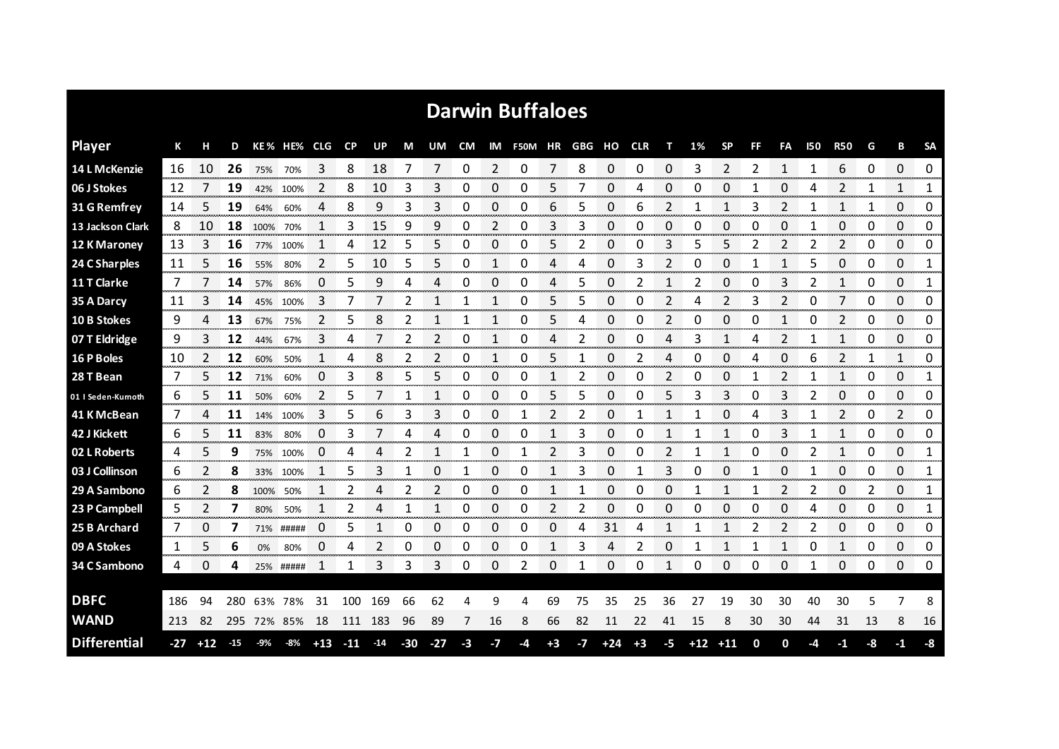# Darwin Buffaloes

| Player | K | H | D | KE% | HE% | CLG | CP | UP | M | UM | CM | IM | F50M | HR | GBG | HO | CLR | T | 1% | SP | FF | FA | I50 | R50 | G | B | SA |
|---|---|---|---|---|---|---|---|---|---|---|---|---|---|---|---|---|---|---|---|---|---|---|---|---|---|---|---|
| 14 L McKenzie | 16 | 10 | **26** | 75% | 70% | 3 | 8 | 18 | 7 | 7 | 0 | 2 | 0 | 7 | 8 | 0 | 0 | 0 | 3 | 2 | 2 | 1 | 1 | 6 | 0 | 0 | 0 |
| 06 J Stokes | 12 | 7 | **19** | 42% | 100% | 2 | 8 | 10 | 3 | 3 | 0 | 0 | 0 | 5 | 7 | 0 | 4 | 0 | 0 | 0 | 1 | 0 | 4 | 2 | 1 | 1 | 1 |
| 31 G Remfrey | 14 | 5 | **19** | 64% | 60% | 4 | 8 | 9 | 3 | 3 | 0 | 0 | 0 | 6 | 5 | 0 | 6 | 2 | 1 | 1 | 3 | 2 | 1 | 1 | 1 | 0 | 0 |
| 13 Jackson Clark | 8 | 10 | **18** | 100% | 70% | 1 | 3 | 15 | 9 | 9 | 0 | 2 | 0 | 3 | 3 | 0 | 0 | 0 | 0 | 0 | 0 | 0 | 1 | 0 | 0 | 0 | 0 |
| 12 K Maroney | 13 | 3 | **16** | 77% | 100% | 1 | 4 | 12 | 5 | 5 | 0 | 0 | 0 | 5 | 2 | 0 | 0 | 3 | 5 | 5 | 2 | 2 | 2 | 2 | 0 | 0 | 0 |
| 24 C Sharples | 11 | 5 | **16** | 55% | 80% | 2 | 5 | 10 | 5 | 5 | 0 | 1 | 0 | 4 | 4 | 0 | 3 | 2 | 0 | 0 | 1 | 1 | 5 | 0 | 0 | 0 | 1 |
| 11 T Clarke | 7 | 7 | **14** | 57% | 86% | 0 | 5 | 9 | 4 | 4 | 0 | 0 | 0 | 4 | 5 | 0 | 2 | 1 | 2 | 0 | 0 | 3 | 2 | 1 | 0 | 0 | 1 |
| 35 A Darcy | 11 | 3 | **14** | 45% | 100% | 3 | 7 | 7 | 2 | 1 | 1 | 1 | 0 | 5 | 5 | 0 | 0 | 2 | 4 | 2 | 3 | 2 | 0 | 7 | 0 | 0 | 0 |
| 10 B Stokes | 9 | 4 | **13** | 67% | 75% | 2 | 5 | 8 | 2 | 1 | 1 | 1 | 0 | 5 | 4 | 0 | 0 | 2 | 0 | 0 | 0 | 1 | 0 | 2 | 0 | 0 | 0 |
| 07 T Eldridge | 9 | 3 | **12** | 44% | 67% | 3 | 4 | 7 | 2 | 2 | 0 | 1 | 0 | 4 | 2 | 0 | 0 | 4 | 3 | 1 | 4 | 2 | 1 | 1 | 0 | 0 | 0 |
| 16 P Boles | 10 | 2 | **12** | 60% | 50% | 1 | 4 | 8 | 2 | 2 | 0 | 1 | 0 | 5 | 1 | 0 | 2 | 4 | 0 | 0 | 4 | 0 | 6 | 2 | 1 | 1 | 0 |
| 28 T Bean | 7 | 5 | **12** | 71% | 60% | 0 | 3 | 8 | 5 | 5 | 0 | 0 | 0 | 1 | 2 | 0 | 0 | 2 | 0 | 0 | 1 | 2 | 1 | 1 | 0 | 0 | 1 |
| 01 I Seden-Kumoth | 6 | 5 | **11** | 50% | 60% | 2 | 5 | 7 | 1 | 1 | 0 | 0 | 0 | 5 | 5 | 0 | 0 | 5 | 3 | 3 | 0 | 3 | 2 | 0 | 0 | 0 | 0 |
| 41 K McBean | 7 | 4 | **11** | 14% | 100% | 3 | 5 | 6 | 3 | 3 | 0 | 0 | 1 | 2 | 2 | 0 | 1 | 1 | 1 | 0 | 4 | 3 | 1 | 2 | 0 | 2 | 0 |
| 42 J Kickett | 6 | 5 | **11** | 83% | 80% | 0 | 3 | 7 | 4 | 4 | 0 | 0 | 0 | 1 | 3 | 0 | 0 | 1 | 1 | 1 | 0 | 3 | 1 | 1 | 0 | 0 | 0 |
| 02 L Roberts | 4 | 5 | **9** | 75% | 100% | 0 | 4 | 4 | 2 | 1 | 1 | 0 | 1 | 2 | 3 | 0 | 0 | 2 | 1 | 1 | 0 | 0 | 2 | 1 | 0 | 0 | 1 |
| 03 J Collinson | 6 | 2 | **8** | 33% | 100% | 1 | 5 | 3 | 1 | 0 | 1 | 0 | 0 | 1 | 3 | 0 | 1 | 3 | 0 | 0 | 1 | 0 | 1 | 0 | 0 | 0 | 1 |
| 29 A Sambono | 6 | 2 | **8** | 100% | 50% | 1 | 2 | 4 | 2 | 2 | 0 | 0 | 0 | 1 | 1 | 0 | 0 | 0 | 1 | 1 | 1 | 2 | 2 | 0 | 2 | 0 | 1 |
| 23 P Campbell | 5 | 2 | **7** | 80% | 50% | 1 | 2 | 4 | 1 | 1 | 0 | 0 | 0 | 2 | 2 | 0 | 0 | 0 | 0 | 0 | 0 | 0 | 4 | 0 | 0 | 0 | 1 |
| 25 B Archard | 7 | 0 | **7** | 71% | ##### | 0 | 5 | 1 | 0 | 0 | 0 | 0 | 0 | 0 | 4 | 31 | 4 | 1 | 1 | 1 | 2 | 2 | 2 | 0 | 0 | 0 | 0 |
| 09 A Stokes | 1 | 5 | **6** | 0% | 80% | 0 | 4 | 2 | 0 | 0 | 0 | 0 | 0 | 1 | 3 | 4 | 2 | 0 | 1 | 1 | 1 | 1 | 0 | 1 | 0 | 0 | 0 |
| 34 C Sambono | 4 | 0 | **4** | 25% | ##### | 1 | 1 | 3 | 3 | 3 | 0 | 0 | 2 | 0 | 1 | 0 | 0 | 1 | 0 | 0 | 0 | 0 | 1 | 0 | 0 | 0 | 0 |
| **DBFC** | 186 | 94 | 280 | 63% | 78% | 31 | 100 | 169 | 66 | 62 | 4 | 9 | 4 | 69 | 75 | 35 | 25 | 36 | 27 | 19 | 30 | 30 | 40 | 30 | 5 | 7 | 8 |
| **WAND** | 213 | 82 | 295 | 72% | 85% | 18 | 111 | 183 | 96 | 89 | 7 | 16 | 8 | 66 | 82 | 11 | 22 | 41 | 15 | 8 | 30 | 30 | 44 | 31 | 13 | 8 | 16 |
| **Differential** | -27 | +12 | -15 | -9% | -8% | +13 | -11 | -14 | -30 | -27 | -3 | -7 | -4 | +3 | -7 | +24 | +3 | -5 | +12 | +11 | 0 | 0 | -4 | -1 | -8 | -1 | -8 |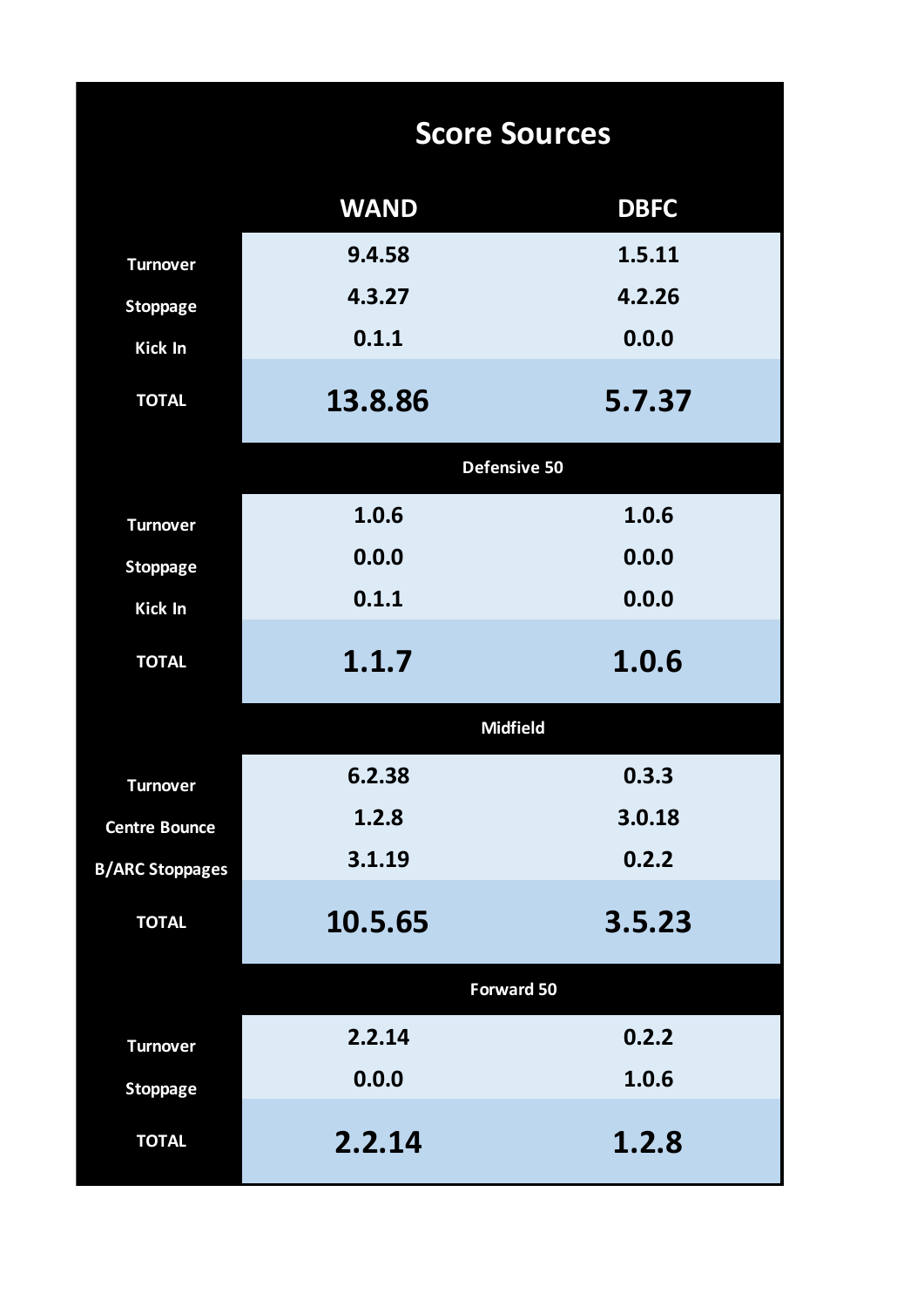# Score Sources

| | WAND | DBFC |
|---|---|---|
| Turnover | 9.4.58 | 1.5.11 |
| Stoppage | 4.3.27 | 4.2.26 |
| Kick In | 0.1.1 | 0.0.0 |
| **TOTAL** | **13.8.86** | **5.7.37** |
| **Defensive 50** | | |
| Turnover | 1.0.6 | 1.0.6 |
| Stoppage | 0.0.0 | 0.0.0 |
| Kick In | 0.1.1 | 0.0.0 |
| **TOTAL** | **1.1.7** | **1.0.6** |
| **Midfield** | | |
| Turnover | 6.2.38 | 0.3.3 |
| Centre Bounce | 1.2.8 | 3.0.18 |
| B/ARC Stoppages | 3.1.19 | 0.2.2 |
| **TOTAL** | **10.5.65** | **3.5.23** |
| **Forward 50** | | |
| Turnover | 2.2.14 | 0.2.2 |
| Stoppage | 0.0.0 | 1.0.6 |
| **TOTAL** | **2.2.14** | **1.2.8** |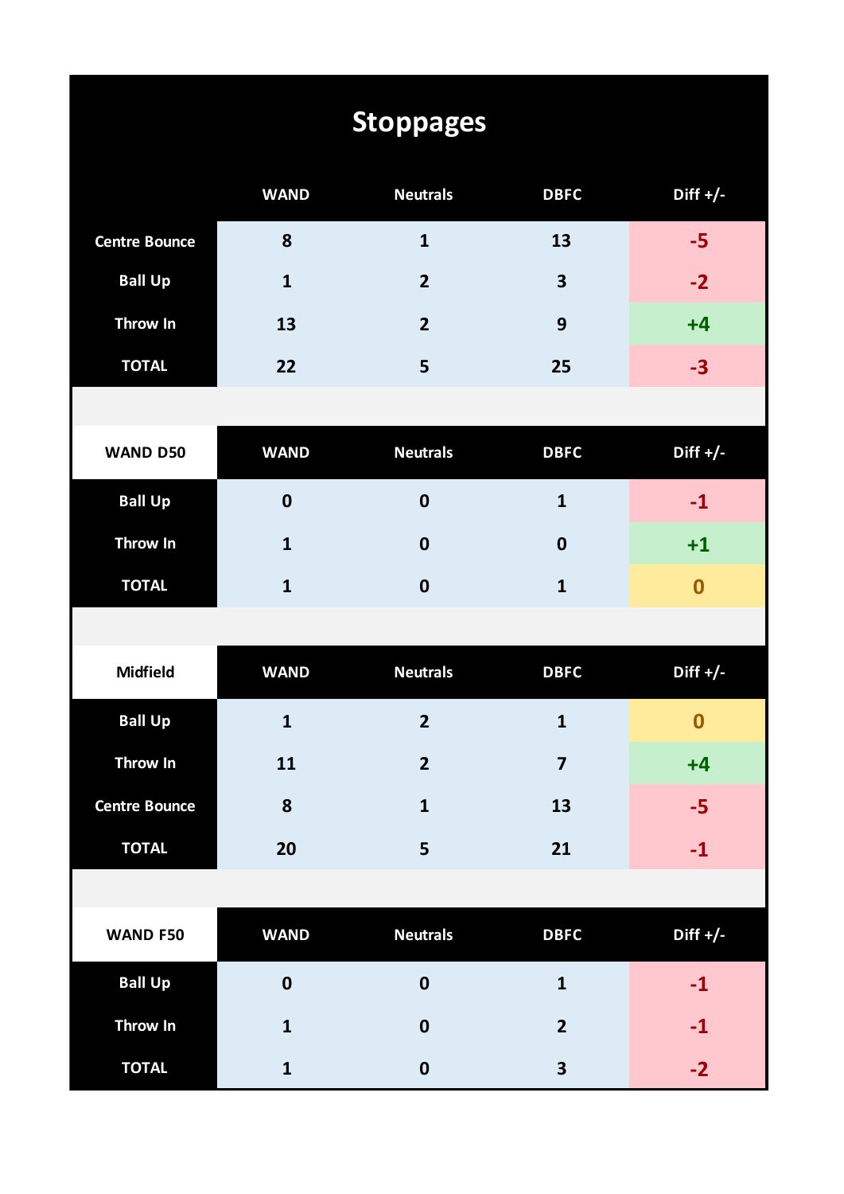# Stoppages

| | WAND | Neutrals | DBFC | Diff +/- |
|---|---|---|---|---|
| Centre Bounce | 8 | 1 | 13 | -5 |
| Ball Up | 1 | 2 | 3 | -2 |
| Throw In | 13 | 2 | 9 | +4 |
| TOTAL | 22 | 5 | 25 | -3 |

| WAND D50 | WAND | Neutrals | DBFC | Diff +/- |
|---|---|---|---|---|
| Ball Up | 0 | 0 | 1 | -1 |
| Throw In | 1 | 0 | 0 | +1 |
| TOTAL | 1 | 0 | 1 | 0 |

| Midfield | WAND | Neutrals | DBFC | Diff +/- |
|---|---|---|---|---|
| Ball Up | 1 | 2 | 1 | 0 |
| Throw In | 11 | 2 | 7 | +4 |
| Centre Bounce | 8 | 1 | 13 | -5 |
| TOTAL | 20 | 5 | 21 | -1 |

| WAND F50 | WAND | Neutrals | DBFC | Diff +/- |
|---|---|---|---|---|
| Ball Up | 0 | 0 | 1 | -1 |
| Throw In | 1 | 0 | 2 | -1 |
| TOTAL | 1 | 0 | 3 | -2 |